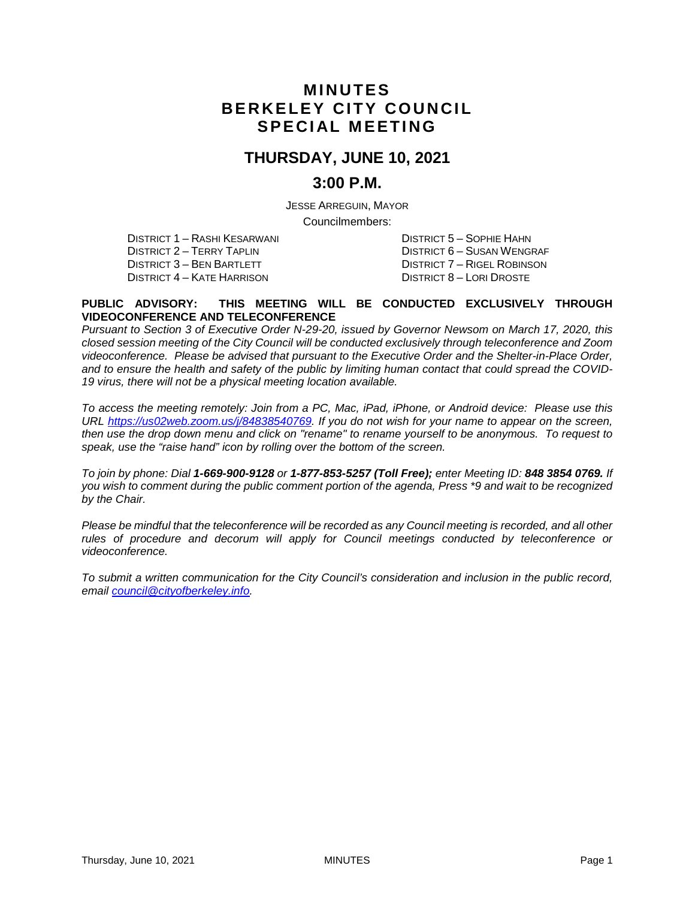# MINUTES
# BERKELEY CITY COUNCIL
# SPECIAL MEETING

## THURSDAY, JUNE 10, 2021

## 3:00 P.M.

JESSE ARREGUIN, MAYOR

Councilmembers:

DISTRICT 1 – RASHI KESARWANI
DISTRICT 2 – TERRY TAPLIN
DISTRICT 3 – BEN BARTLETT
DISTRICT 4 – KATE HARRISON
DISTRICT 5 – SOPHIE HAHN
DISTRICT 6 – SUSAN WENGRAF
DISTRICT 7 – RIGEL ROBINSON
DISTRICT 8 – LORI DROSTE

**PUBLIC ADVISORY: THIS MEETING WILL BE CONDUCTED EXCLUSIVELY THROUGH VIDEOCONFERENCE AND TELECONFERENCE**

*Pursuant to Section 3 of Executive Order N-29-20, issued by Governor Newsom on March 17, 2020, this closed session meeting of the City Council will be conducted exclusively through teleconference and Zoom videoconference. Please be advised that pursuant to the Executive Order and the Shelter-in-Place Order, and to ensure the health and safety of the public by limiting human contact that could spread the COVID-19 virus, there will not be a physical meeting location available.*

*To access the meeting remotely: Join from a PC, Mac, iPad, iPhone, or Android device: Please use this URL [https://us02web.zoom.us/j/84838540769](https://us02web.zoom.us/j/84838540769). If you do not wish for your name to appear on the screen, then use the drop down menu and click on "rename" to rename yourself to be anonymous. To request to speak, use the "raise hand" icon by rolling over the bottom of the screen.*

*To join by phone: Dial **1-669-900-9128** or **1-877-853-5257 (Toll Free);** enter Meeting ID: **848 3854 0769.** If you wish to comment during the public comment portion of the agenda, Press \*9 and wait to be recognized by the Chair.*

*Please be mindful that the teleconference will be recorded as any Council meeting is recorded, and all other rules of procedure and decorum will apply for Council meetings conducted by teleconference or videoconference.*

*To submit a written communication for the City Council's consideration and inclusion in the public record, email [council@cityofberkeley.info](mailto:council@cityofberkeley.info).*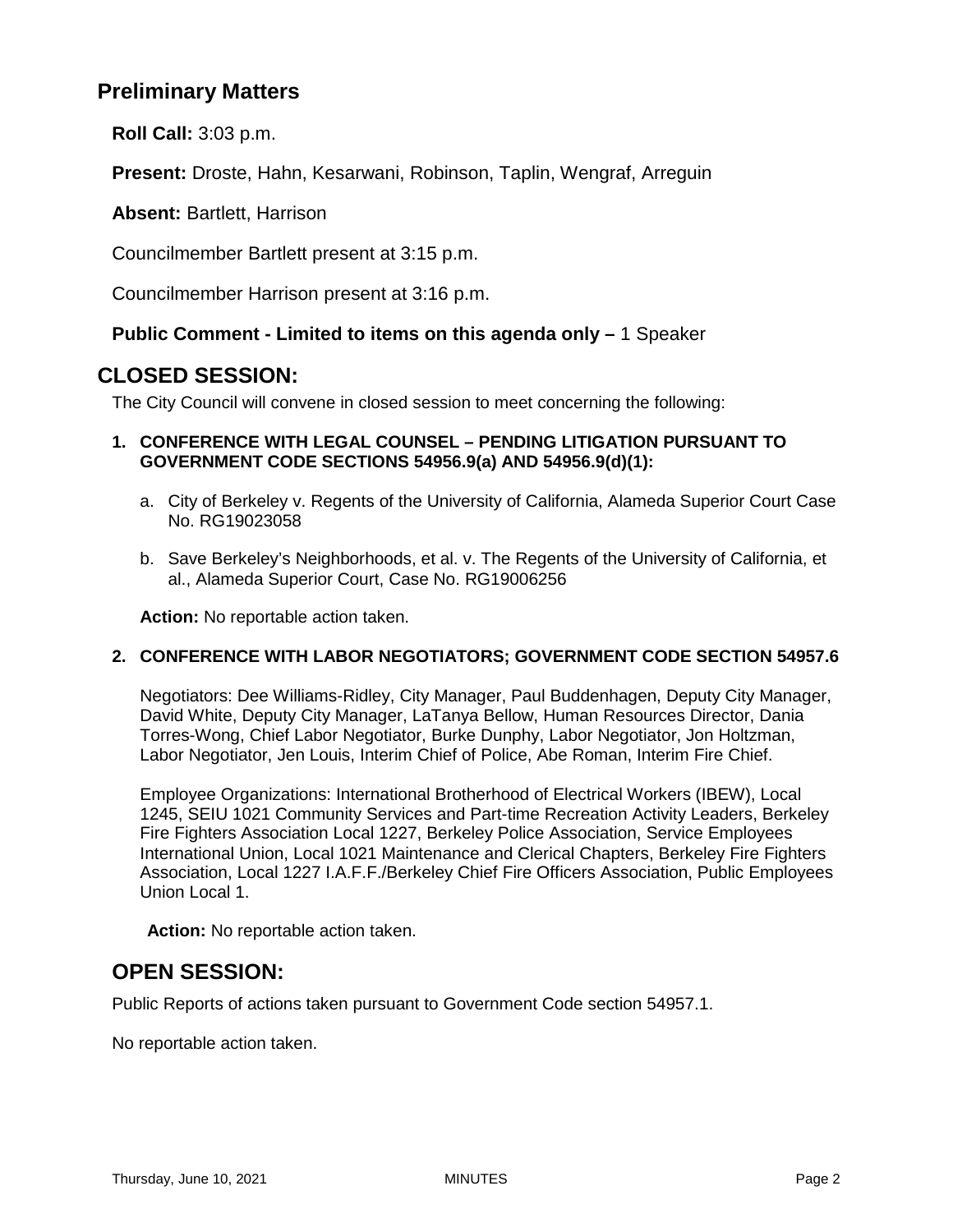## Preliminary Matters

**Roll Call:** 3:03 p.m.

**Present:** Droste, Hahn, Kesarwani, Robinson, Taplin, Wengraf, Arreguin

**Absent:** Bartlett, Harrison

Councilmember Bartlett present at 3:15 p.m.

Councilmember Harrison present at 3:16 p.m.

**Public Comment - Limited to items on this agenda only –** 1 Speaker

## CLOSED SESSION:

The City Council will convene in closed session to meet concerning the following:

**1. CONFERENCE WITH LEGAL COUNSEL – PENDING LITIGATION PURSUANT TO GOVERNMENT CODE SECTIONS 54956.9(a) AND 54956.9(d)(1):**

a. City of Berkeley v. Regents of the University of California, Alameda Superior Court Case No. RG19023058

b. Save Berkeley's Neighborhoods, et al. v. The Regents of the University of California, et al., Alameda Superior Court, Case No. RG19006256

**Action:** No reportable action taken.

**2. CONFERENCE WITH LABOR NEGOTIATORS; GOVERNMENT CODE SECTION 54957.6**

Negotiators: Dee Williams-Ridley, City Manager, Paul Buddenhagen, Deputy City Manager, David White, Deputy City Manager, LaTanya Bellow, Human Resources Director, Dania Torres-Wong, Chief Labor Negotiator, Burke Dunphy, Labor Negotiator, Jon Holtzman, Labor Negotiator, Jen Louis, Interim Chief of Police, Abe Roman, Interim Fire Chief.

Employee Organizations: International Brotherhood of Electrical Workers (IBEW), Local 1245, SEIU 1021 Community Services and Part-time Recreation Activity Leaders, Berkeley Fire Fighters Association Local 1227, Berkeley Police Association, Service Employees International Union, Local 1021 Maintenance and Clerical Chapters, Berkeley Fire Fighters Association, Local 1227 I.A.F.F./Berkeley Chief Fire Officers Association, Public Employees Union Local 1.

**Action:** No reportable action taken.

## OPEN SESSION:

Public Reports of actions taken pursuant to Government Code section 54957.1.

No reportable action taken.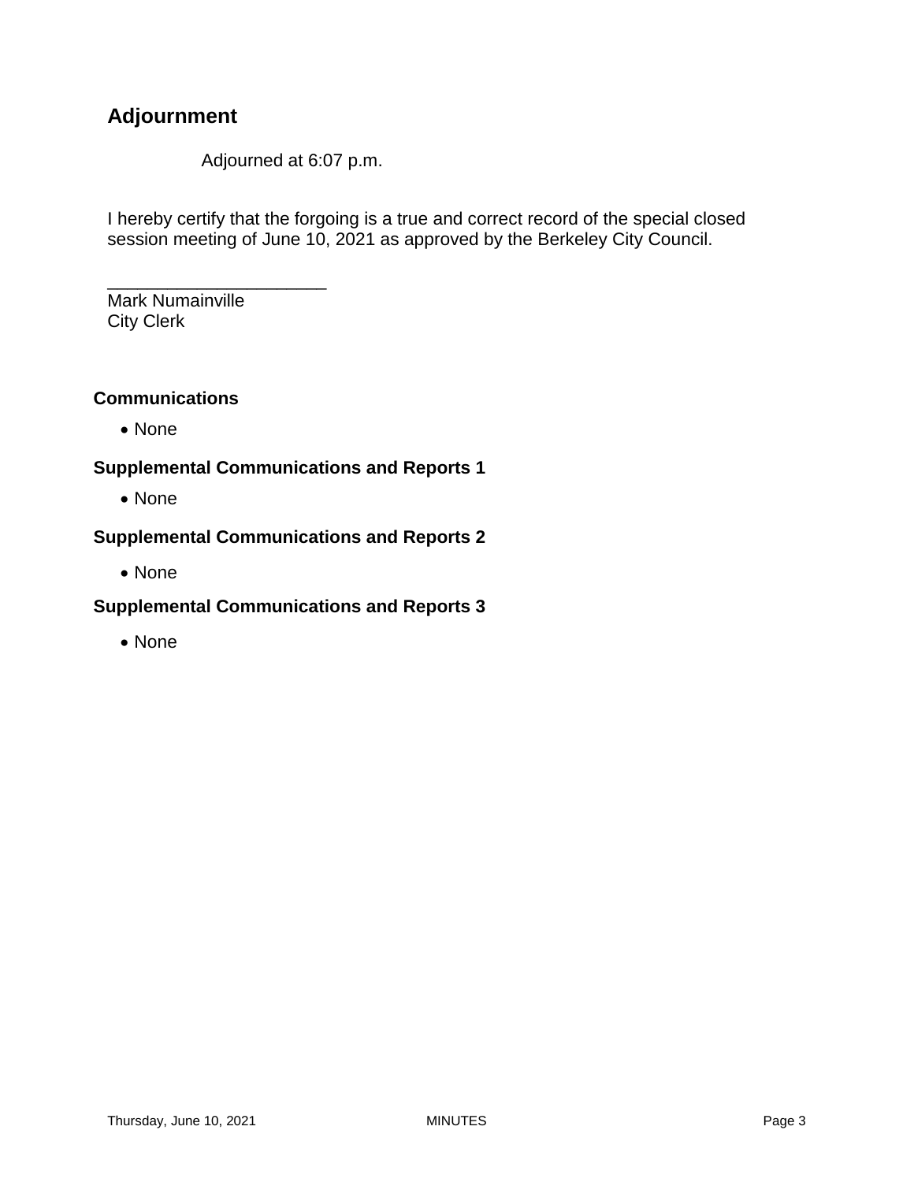## Adjournment

Adjourned at 6:07 p.m.

I hereby certify that the forgoing is a true and correct record of the special closed session meeting of June 10, 2021 as approved by the Berkeley City Council.

______________________
Mark Numainville
City Clerk

### Communications

- None

### Supplemental Communications and Reports 1

- None

### Supplemental Communications and Reports 2

- None

### Supplemental Communications and Reports 3

- None